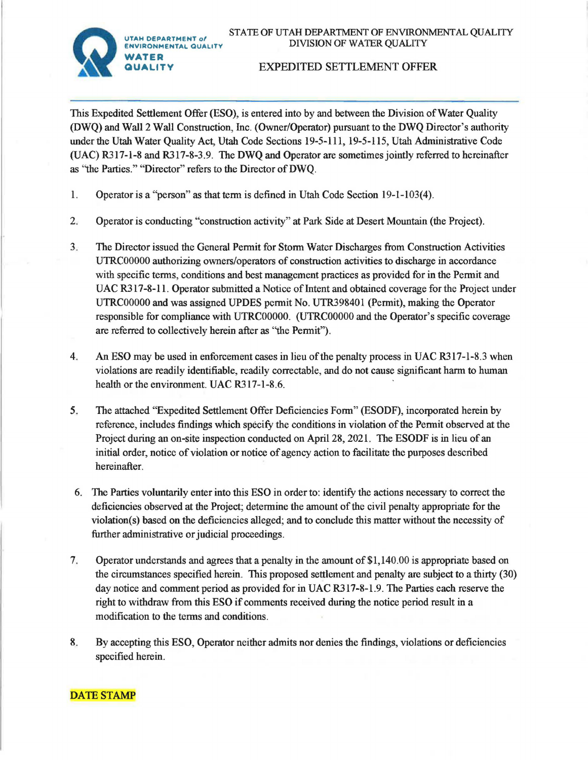UTAH DEPARTMENT of ENVIRONMENTAL QUALITY
WATER QUALITY

STATE OF UTAH DEPARTMENT OF ENVIRONMENTAL QUALITY
DIVISION OF WATER QUALITY

# EXPEDITED SETTLEMENT OFFER

This Expedited Settlement Offer (ESO), is entered into by and between the Division of Water Quality (DWQ) and Wall 2 Wall Construction, Inc. (Owner/Operator) pursuant to the DWQ Director's authority under the Utah Water Quality Act, Utah Code Sections 19-5-111, 19-5-115, Utah Administrative Code (UAC) R317-1-8 and R317-8-3.9. The DWQ and Operator are sometimes jointly referred to hereinafter as "the Parties." "Director" refers to the Director of DWQ.

1. Operator is a "person" as that term is defined in Utah Code Section 19-1-103(4).

2. Operator is conducting "construction activity" at Park Side at Desert Mountain (the Project).

3. The Director issued the General Permit for Storm Water Discharges from Construction Activities UTRC00000 authorizing owners/operators of construction activities to discharge in accordance with specific terms, conditions and best management practices as provided for in the Permit and UAC R317-8-11. Operator submitted a Notice of Intent and obtained coverage for the Project under UTRC00000 and was assigned UPDES permit No. UTR398401 (Permit), making the Operator responsible for compliance with UTRC00000. (UTRC00000 and the Operator's specific coverage are referred to collectively herein after as "the Permit").

4. An ESO may be used in enforcement cases in lieu of the penalty process in UAC R317-1-8.3 when violations are readily identifiable, readily correctable, and do not cause significant harm to human health or the environment. UAC R317-1-8.6.

5. The attached "Expedited Settlement Offer Deficiencies Form" (ESODF), incorporated herein by reference, includes findings which specify the conditions in violation of the Permit observed at the Project during an on-site inspection conducted on April 28, 2021. The ESODF is in lieu of an initial order, notice of violation or notice of agency action to facilitate the purposes described hereinafter.

6. The Parties voluntarily enter into this ESO in order to: identify the actions necessary to correct the deficiencies observed at the Project; determine the amount of the civil penalty appropriate for the violation(s) based on the deficiencies alleged; and to conclude this matter without the necessity of further administrative or judicial proceedings.

7. Operator understands and agrees that a penalty in the amount of $1,140.00 is appropriate based on the circumstances specified herein. This proposed settlement and penalty are subject to a thirty (30) day notice and comment period as provided for in UAC R317-8-1.9. The Parties each reserve the right to withdraw from this ESO if comments received during the notice period result in a modification to the terms and conditions.

8. By accepting this ESO, Operator neither admits nor denies the findings, violations or deficiencies specified herein.

**DATE STAMP**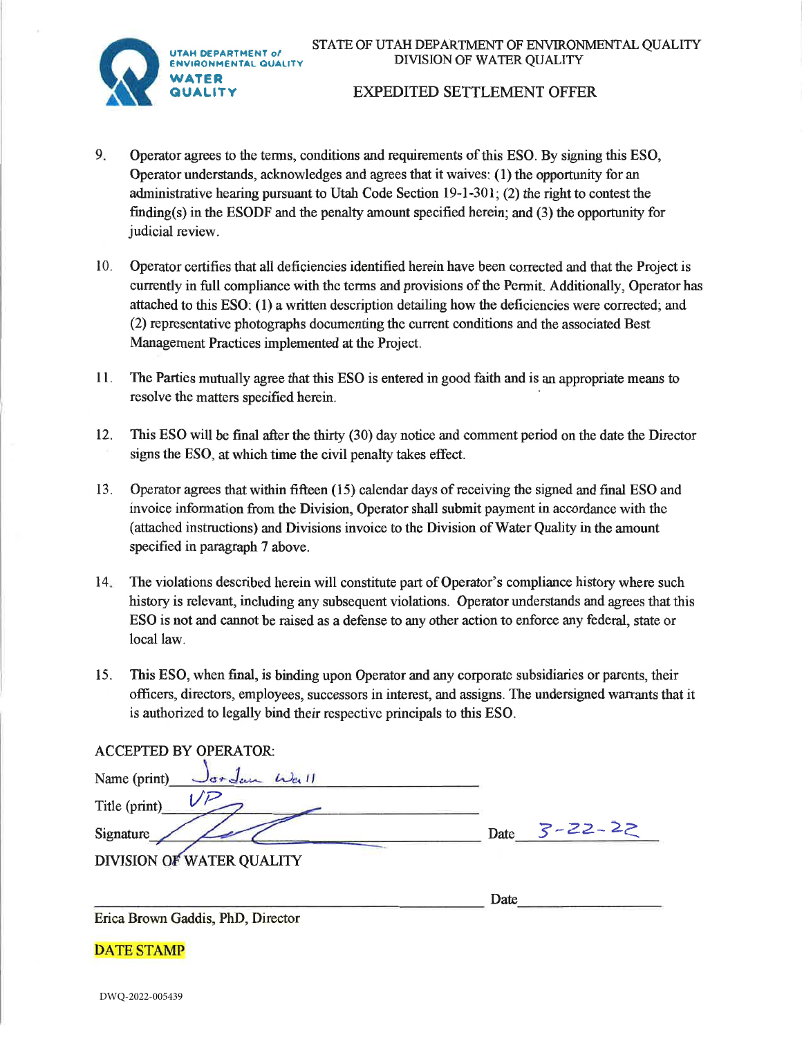UTAH DEPARTMENT of ENVIRONMENTAL QUALITY
WATER QUALITY

STATE OF UTAH DEPARTMENT OF ENVIRONMENTAL QUALITY
DIVISION OF WATER QUALITY

EXPEDITED SETTLEMENT OFFER

9. Operator agrees to the terms, conditions and requirements of this ESO. By signing this ESO, Operator understands, acknowledges and agrees that it waives: (1) the opportunity for an administrative hearing pursuant to Utah Code Section 19-1-301; (2) the right to contest the finding(s) in the ESODF and the penalty amount specified herein; and (3) the opportunity for judicial review.

10. Operator certifies that all deficiencies identified herein have been corrected and that the Project is currently in full compliance with the terms and provisions of the Permit. Additionally, Operator has attached to this ESO: (1) a written description detailing how the deficiencies were corrected; and (2) representative photographs documenting the current conditions and the associated Best Management Practices implemented at the Project.

11. The Parties mutually agree that this ESO is entered in good faith and is an appropriate means to resolve the matters specified herein.

12. This ESO will be final after the thirty (30) day notice and comment period on the date the Director signs the ESO, at which time the civil penalty takes effect.

13. Operator agrees that within fifteen (15) calendar days of receiving the signed and final ESO and invoice information from the Division, Operator shall submit payment in accordance with the (attached instructions) and Divisions invoice to the Division of Water Quality in the amount specified in paragraph 7 above.

14. The violations described herein will constitute part of Operator's compliance history where such history is relevant, including any subsequent violations. Operator understands and agrees that this ESO is not and cannot be raised as a defense to any other action to enforce any federal, state or local law.

15. This ESO, when final, is binding upon Operator and any corporate subsidiaries or parents, their officers, directors, employees, successors in interest, and assigns. The undersigned warrants that it is authorized to legally bind their respective principals to this ESO.

ACCEPTED BY OPERATOR:

Name (print) Jordan Wall

Title (print) VP

Signature [signature] Date 3-22-22

DIVISION OF WATER QUALITY

_________________________ Date __________

Erica Brown Gaddis, PhD, Director

DATE STAMP

DWQ-2022-005439